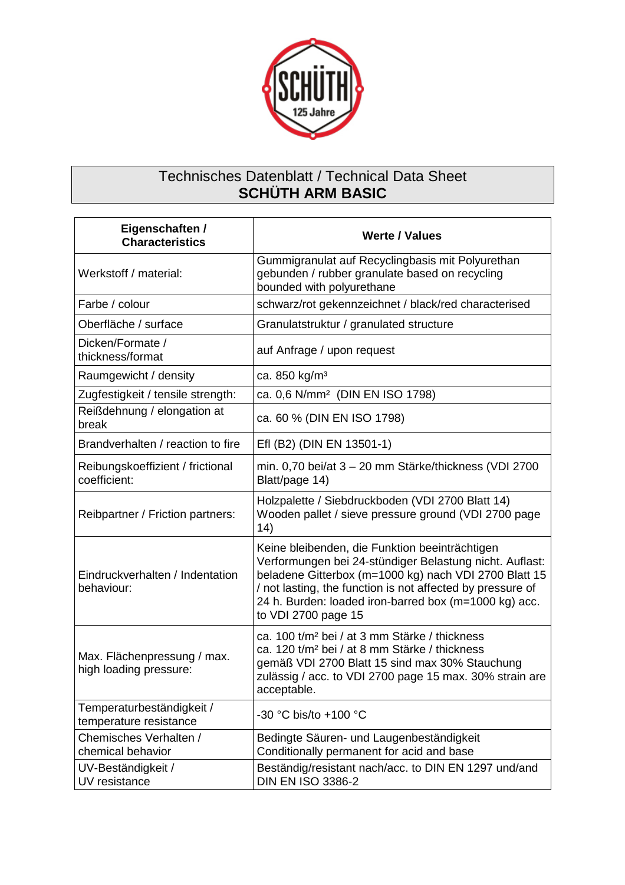# Technisches Datenblatt / Technical Data Sheet
## SCHÜTH ARM BASIC

| Eigenschaften / Characteristics | Werte / Values |
|---|---|
| Werkstoff / material: | Gummigranulat auf Recyclingbasis mit Polyurethan gebunden / rubber granulate based on recycling bounded with polyurethane |
| Farbe / colour | schwarz/rot gekennzeichnet / black/red characterised |
| Oberfläche / surface | Granulatstruktur / granulated structure |
| Dicken/Formate / thickness/format | auf Anfrage / upon request |
| Raumgewicht / density | ca. 850 kg/m³ |
| Zugfestigkeit / tensile strength: | ca. 0,6 N/mm² (DIN EN ISO 1798) |
| Reißdehnung / elongation at break | ca. 60 % (DIN EN ISO 1798) |
| Brandverhalten / reaction to fire | Efl (B2) (DIN EN 13501-1) |
| Reibungskoeffizient / frictional coefficient: | min. 0,70 bei/at 3 – 20 mm Stärke/thickness (VDI 2700 Blatt/page 14) |
| Reibpartner / Friction partners: | Holzpalette / Siebdruckboden (VDI 2700 Blatt 14) Wooden pallet / sieve pressure ground (VDI 2700 page 14) |
| Eindruckverhalten / Indentation behaviour: | Keine bleibenden, die Funktion beeinträchtigen Verformungen bei 24-stündiger Belastung nicht. Auflast: beladene Gitterbox (m=1000 kg) nach VDI 2700 Blatt 15 / not lasting, the function is not affected by pressure of 24 h. Burden: loaded iron-barred box (m=1000 kg) acc. to VDI 2700 page 15 |
| Max. Flächenpressung / max. high loading pressure: | ca. 100 t/m² bei / at 3 mm Stärke / thickness<br>ca. 120 t/m² bei / at 8 mm Stärke / thickness<br>gemäß VDI 2700 Blatt 15 sind max 30% Stauchung zulässig / acc. to VDI 2700 page 15 max. 30% strain are acceptable. |
| Temperaturbeständigkeit / temperature resistance | -30 °C bis/to +100 °C |
| Chemisches Verhalten / chemical behavior | Bedingte Säuren- und Laugenbeständigkeit Conditionally permanent for acid and base |
| UV-Beständigkeit / UV resistance | Beständig/resistant nach/acc. to DIN EN 1297 und/and DIN EN ISO 3386-2 |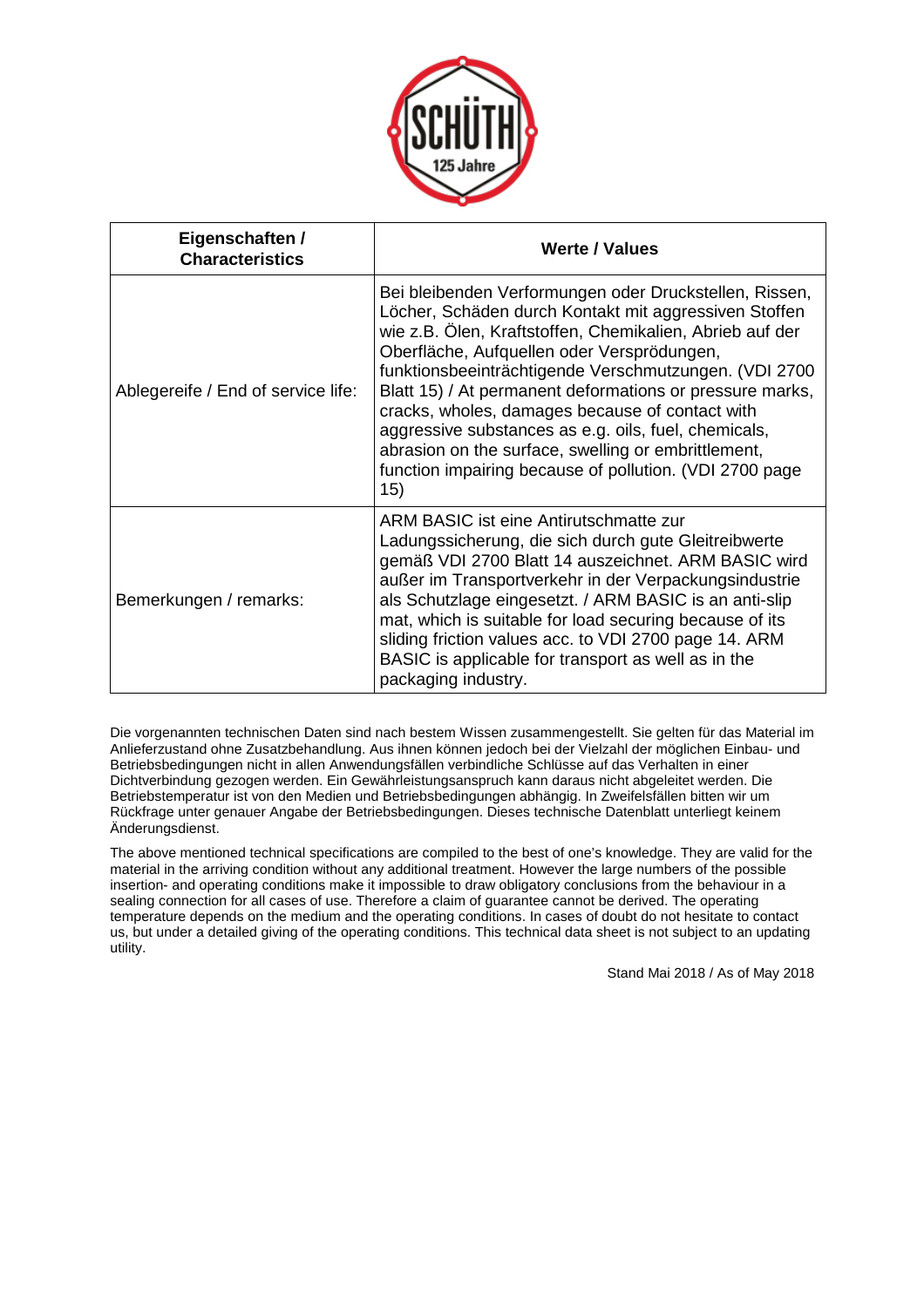| Eigenschaften / Characteristics | Werte / Values |
|---|---|
| Ablegereife / End of service life: | Bei bleibenden Verformungen oder Druckstellen, Rissen, Löcher, Schäden durch Kontakt mit aggressiven Stoffen wie z.B. Ölen, Kraftstoffen, Chemikalien, Abrieb auf der Oberfläche, Aufquellen oder Versprödungen, funktionsbeeinträchtigende Verschmutzungen. (VDI 2700 Blatt 15) / At permanent deformations or pressure marks, cracks, wholes, damages because of contact with aggressive substances as e.g. oils, fuel, chemicals, abrasion on the surface, swelling or embrittlement, function impairing because of pollution. (VDI 2700 page 15) |
| Bemerkungen / remarks: | ARM BASIC ist eine Antirutschmatte zur Ladungssicherung, die sich durch gute Gleitreibwerte gemäß VDI 2700 Blatt 14 auszeichnet. ARM BASIC wird außer im Transportverkehr in der Verpackungsindustrie als Schutzlage eingesetzt. / ARM BASIC is an anti-slip mat, which is suitable for load securing because of its sliding friction values acc. to VDI 2700 page 14. ARM BASIC is applicable for transport as well as in the packaging industry. |

Die vorgenannten technischen Daten sind nach bestem Wissen zusammengestellt. Sie gelten für das Material im Anlieferzustand ohne Zusatzbehandlung. Aus ihnen können jedoch bei der Vielzahl der möglichen Einbau- und Betriebsbedingungen nicht in allen Anwendungsfällen verbindliche Schlüsse auf das Verhalten in einer Dichtverbindung gezogen werden. Ein Gewährleistungsanspruch kann daraus nicht abgeleitet werden. Die Betriebstemperatur ist von den Medien und Betriebsbedingungen abhängig. In Zweifelsfällen bitten wir um Rückfrage unter genauer Angabe der Betriebsbedingungen. Dieses technische Datenblatt unterliegt keinem Änderungsdienst.

The above mentioned technical specifications are compiled to the best of one's knowledge. They are valid for the material in the arriving condition without any additional treatment. However the large numbers of the possible insertion- and operating conditions make it impossible to draw obligatory conclusions from the behaviour in a sealing connection for all cases of use. Therefore a claim of guarantee cannot be derived. The operating temperature depends on the medium and the operating conditions. In cases of doubt do not hesitate to contact us, but under a detailed giving of the operating conditions. This technical data sheet is not subject to an updating utility.

Stand Mai 2018 / As of May 2018